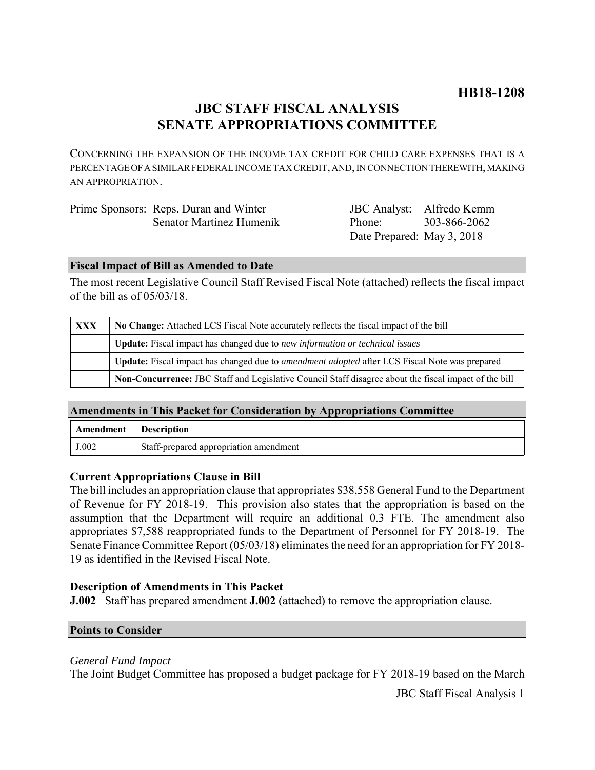**HB18-1208**

# JBC STAFF FISCAL ANALYSIS
# SENATE APPROPRIATIONS COMMITTEE

CONCERNING THE EXPANSION OF THE INCOME TAX CREDIT FOR CHILD CARE EXPENSES THAT IS A PERCENTAGE OF A SIMILAR FEDERAL INCOME TAX CREDIT, AND, IN CONNECTION THEREWITH, MAKING AN APPROPRIATION.

Prime Sponsors: Reps. Duran and Winter
Senator Martinez Humenik

JBC Analyst: Alfredo Kemm
Phone: 303-866-2062
Date Prepared: May 3, 2018

## Fiscal Impact of Bill as Amended to Date

The most recent Legislative Council Staff Revised Fiscal Note (attached) reflects the fiscal impact of the bill as of 05/03/18.

| | |
|---|---|
| XXX | **No Change:** Attached LCS Fiscal Note accurately reflects the fiscal impact of the bill |
| | **Update:** Fiscal impact has changed due to *new information or technical issues* |
| | **Update:** Fiscal impact has changed due to *amendment adopted* after LCS Fiscal Note was prepared |
| | **Non-Concurrence:** JBC Staff and Legislative Council Staff disagree about the fiscal impact of the bill |

## Amendments in This Packet for Consideration by Appropriations Committee

| Amendment | Description |
|---|---|
| J.002 | Staff-prepared appropriation amendment |

### Current Appropriations Clause in Bill

The bill includes an appropriation clause that appropriates $38,558 General Fund to the Department of Revenue for FY 2018-19. This provision also states that the appropriation is based on the assumption that the Department will require an additional 0.3 FTE. The amendment also appropriates $7,588 reappropriated funds to the Department of Personnel for FY 2018-19. The Senate Finance Committee Report (05/03/18) eliminates the need for an appropriation for FY 2018-19 as identified in the Revised Fiscal Note.

### Description of Amendments in This Packet

**J.002** Staff has prepared amendment **J.002** (attached) to remove the appropriation clause.

## Points to Consider

*General Fund Impact*

The Joint Budget Committee has proposed a budget package for FY 2018-19 based on the March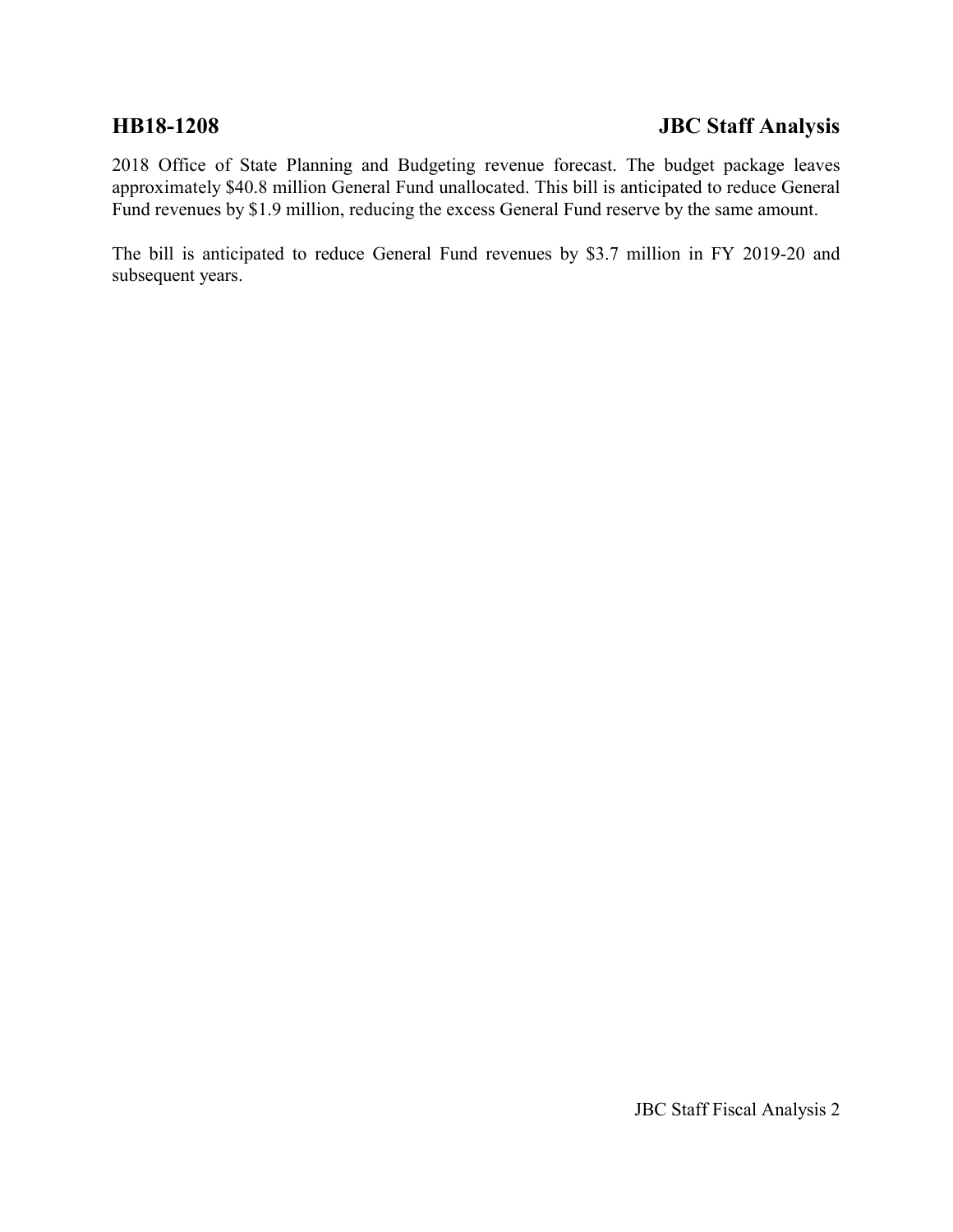2018 Office of State Planning and Budgeting revenue forecast. The budget package leaves approximately $40.8 million General Fund unallocated. This bill is anticipated to reduce General Fund revenues by $1.9 million, reducing the excess General Fund reserve by the same amount.

The bill is anticipated to reduce General Fund revenues by $3.7 million in FY 2019-20 and subsequent years.